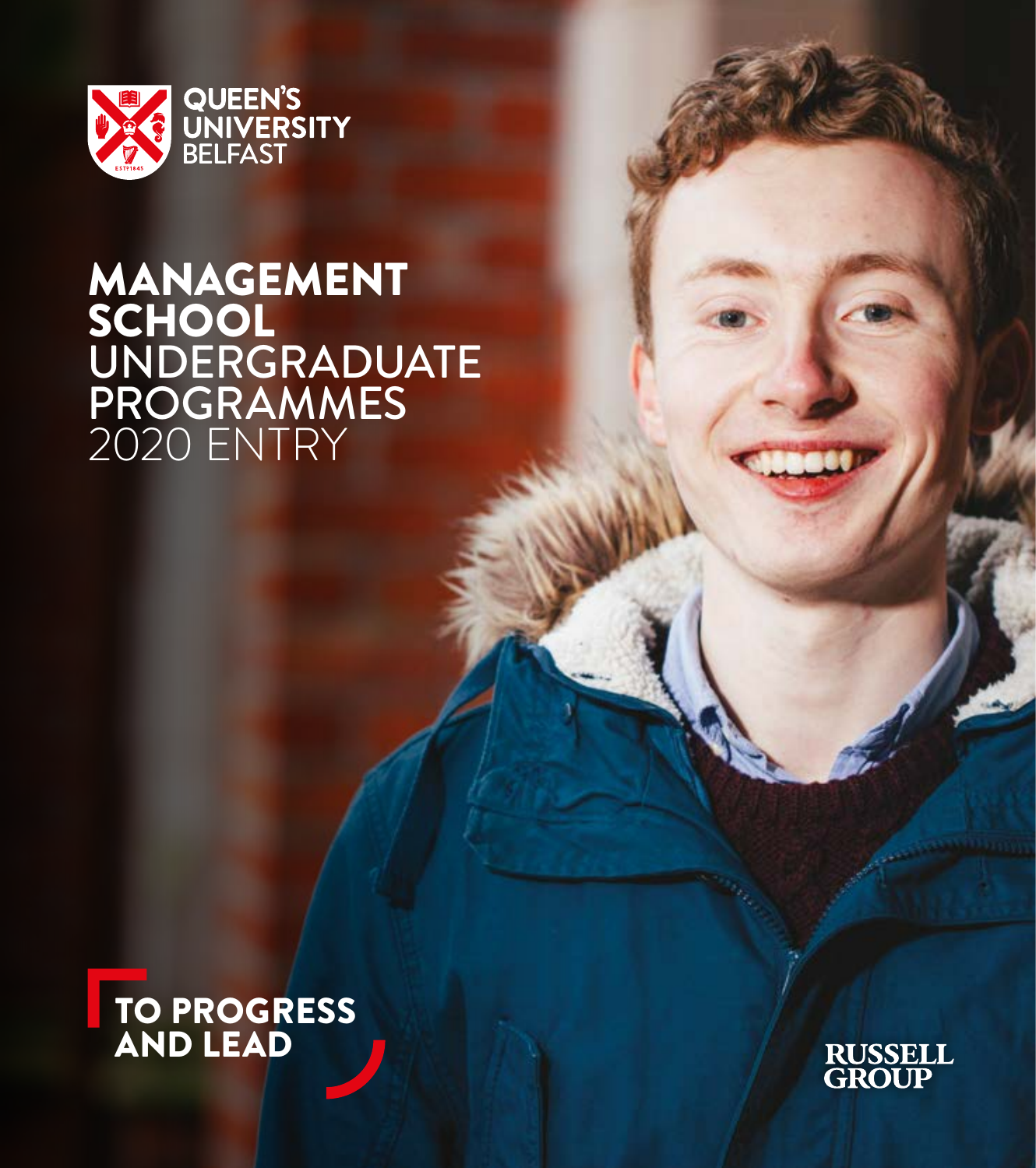QUEEN'S UNIVERSITY BELFAST

# MANAGEMENT SCHOOL UNDERGRADUATE PROGRAMMES 2020 ENTRY

TO PROGRESS AND LEAD

RUSSELL GROUP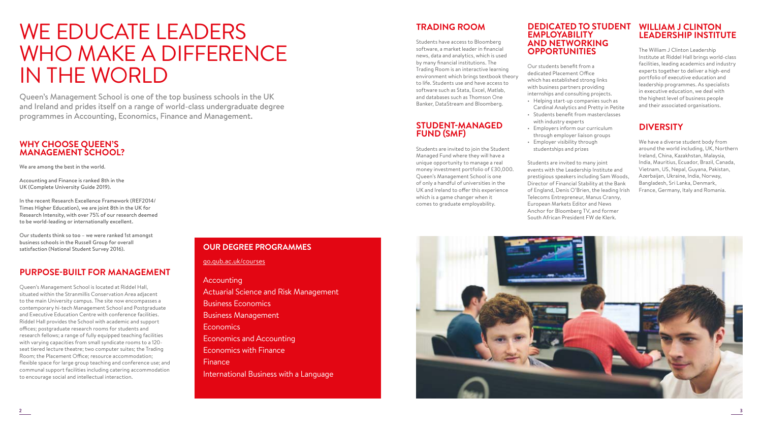# WE EDUCATE LEADERS WHO MAKE A DIFFERENCE IN THE WORLD

Queen's Management School is one of the top business schools in the UK and Ireland and prides itself on a range of world-class undergraduate degree programmes in Accounting, Economics, Finance and Management.

## WHY CHOOSE QUEEN'S MANAGEMENT SCHOOL?

We are among the best in the world.

Accounting and Finance is ranked 8th in the UK (Complete University Guide 2019).

In the recent Research Excellence Framework (REF2014/ Times Higher Education), we are joint 8th in the UK for Research Intensity, with over 75% of our research deemed to be world-leading or internationally excellent.

Our students think so too – we were ranked 1st amongst business schools in the Russell Group for overall satisfaction (National Student Survey 2016).

## PURPOSE-BUILT FOR MANAGEMENT

Queen's Management School is located at Riddel Hall, situated within the Stranmillis Conservation Area adjacent to the main University campus. The site now encompasses a contemporary hi-tech Management School and Postgraduate and Executive Education Centre with conference facilities. Riddel Hall provides the School with academic and support offices; postgraduate research rooms for students and research fellows; a range of fully equipped teaching facilities with varying capacities from small syndicate rooms to a 120-seat tiered lecture theatre; two computer suites; the Trading Room; the Placement Office; resource accommodation; flexible space for large group teaching and conference use; and communal support facilities including catering accommodation to encourage social and intellectual interaction.

## OUR DEGREE PROGRAMMES

go.qub.ac.uk/courses

- Accounting
- Actuarial Science and Risk Management
- Business Economics
- Business Management
- Economics
- Economics and Accounting
- Economics with Finance
- Finance
- International Business with a Language

## TRADING ROOM

Students have access to Bloomberg software, a market leader in financial news, data and analytics, which is used by many financial institutions. The Trading Room is an interactive learning environment which brings textbook theory to life. Students use and have access to software such as Stata, Excel, Matlab, and databases such as Thomson One Banker, DataStream and Bloomberg.

## STUDENT-MANAGED FUND (SMF)

Students are invited to join the Student Managed Fund where they will have a unique opportunity to manage a real money investment portfolio of £30,000. Queen's Management School is one of only a handful of universities in the UK and Ireland to offer this experience which is a game changer when it comes to graduate employability.

## DEDICATED TO STUDENT EMPLOYABILITY AND NETWORKING OPPORTUNITIES

Our students benefit from a dedicated Placement Office which has established strong links with business partners providing internships and consulting projects.

- Helping start-up companies such as Cardinal Analytics and Pretty in Petite
- Students benefit from masterclasses with industry experts
- Employers inform our curriculum through employer liaison groups
- Employer visibility through studentships and prizes

Students are invited to many joint events with the Leadership Institute and prestigious speakers including Sam Woods, Director of Financial Stability at the Bank of England, Denis O'Brien, the leading Irish Telecoms Entrepreneur, Manus Cranny, European Markets Editor and News Anchor for Bloomberg TV, and former South African President FW de Klerk.

## WILLIAM J CLINTON LEADERSHIP INSTITUTE

The William J Clinton Leadership Institute at Riddel Hall brings world-class facilities, leading academics and industry experts together to deliver a high-end portfolio of executive education and leadership programmes. As specialists in executive education, we deal with the highest level of business people and their associated organisations.

## DIVERSITY

We have a diverse student body from around the world including, UK, Northern Ireland, China, Kazakhstan, Malaysia, India, Mauritius, Ecuador, Brazil, Canada, Vietnam, US, Nepal, Guyana, Pakistan, Azerbaijan, Ukraine, India, Norway, Bangladesh, Sri Lanka, Denmark, France, Germany, Italy and Romania.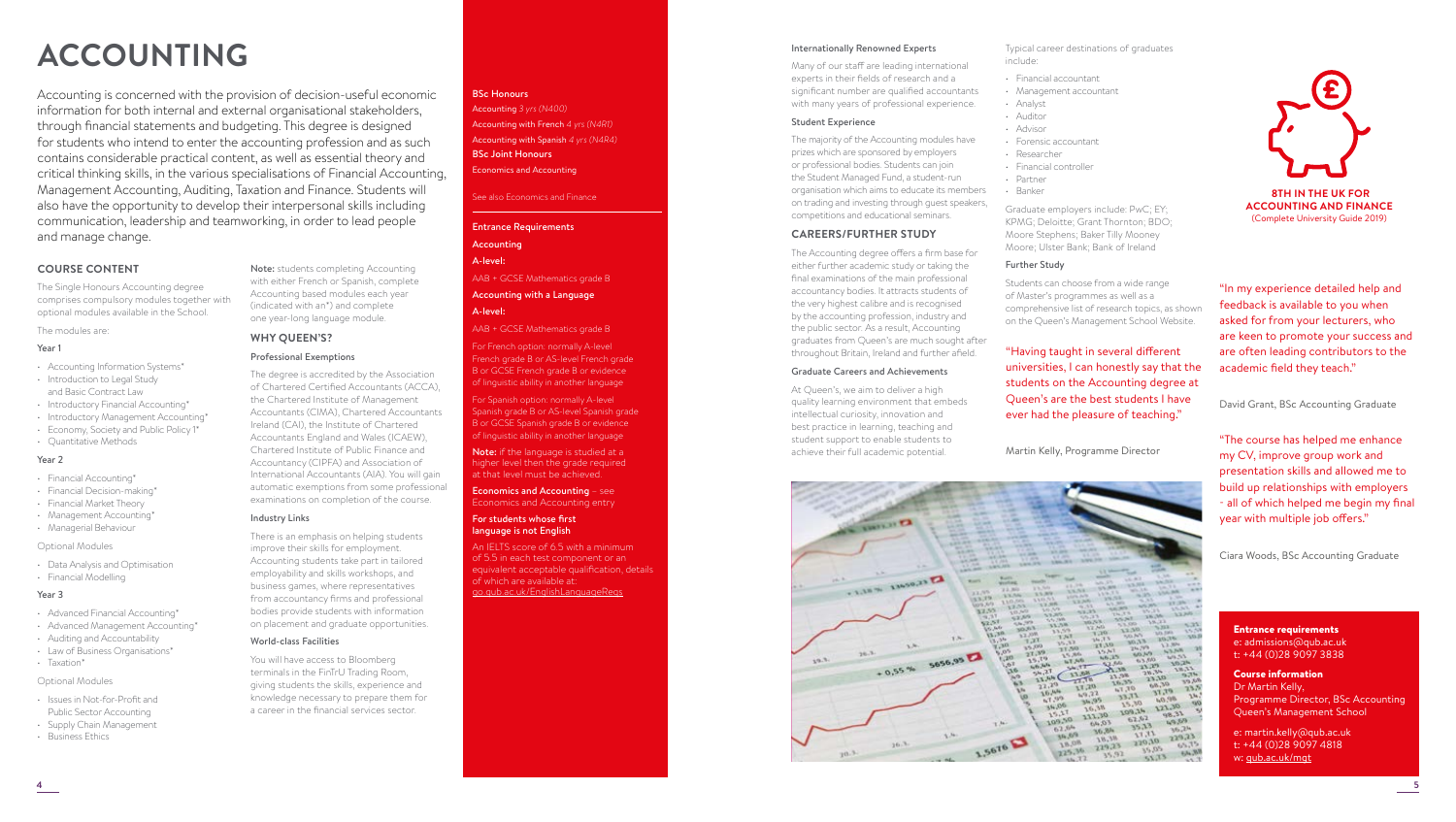# ACCOUNTING

Accounting is concerned with the provision of decision-useful economic information for both internal and external organisational stakeholders, through financial statements and budgeting. This degree is designed for students who intend to enter the accounting profession and as such contains considerable practical content, as well as essential theory and critical thinking skills, in the various specialisations of Financial Accounting, Management Accounting, Auditing, Taxation and Finance. Students will also have the opportunity to develop their interpersonal skills including communication, leadership and teamworking, in order to lead people and manage change.

## COURSE CONTENT

The Single Honours Accounting degree comprises compulsory modules together with optional modules available in the School.

The modules are:

### Year 1

- Accounting Information Systems*
- Introduction to Legal Study and Basic Contract Law
- Introductory Financial Accounting*
- Introductory Management Accounting*
- Economy, Society and Public Policy 1*
- Quantitative Methods

### Year 2

- Financial Accounting*
- Financial Decision-making*
- Financial Market Theory
- Management Accounting*
- Managerial Behaviour

Optional Modules

- Data Analysis and Optimisation
- Financial Modelling

### Year 3

- Advanced Financial Accounting*
- Advanced Management Accounting*
- Auditing and Accountability
- Law of Business Organisations*
- Taxation*

Optional Modules

- Issues in Not-for-Profit and Public Sector Accounting
- Supply Chain Management
- Business Ethics

**Note:** students completing Accounting with either French or Spanish, complete Accounting based modules each year (indicated with an*) and complete one year-long language module.

## WHY QUEEN'S?

### Professional Exemptions

The degree is accredited by the Association of Chartered Certified Accountants (ACCA), the Chartered Institute of Management Accountants (CIMA), Chartered Accountants Ireland (CAI), the Institute of Chartered Accountants England and Wales (ICAEW), Chartered Institute of Public Finance and Accountancy (CIPFA) and Association of International Accountants (AIA). You will gain automatic exemptions from some professional examinations on completion of the course.

### Industry Links

There is an emphasis on helping students improve their skills for employment. Accounting students take part in tailored employability and skills workshops, and business games, where representatives from accountancy firms and professional bodies provide students with information on placement and graduate opportunities.

### World-class Facilities

You will have access to Bloomberg terminals in the FinTrU Trading Room, giving students the skills, experience and knowledge necessary to prepare them for a career in the financial services sector.

**BSc Honours**

Accounting *3 yrs (N400)*

Accounting with French *4 yrs (N4R1)*

Accounting with Spanish *4 yrs (N4R4)*

**BSc Joint Honours**

Economics and Accounting

See also Economics and Finance

**Entrance Requirements**

**Accounting**

**A-level:**

AAB + GCSE Mathematics grade B

**Accounting with a Language**

**A-level:**

AAB + GCSE Mathematics grade B

For French option: normally A-level French grade B or AS-level French grade B or GCSE French grade B or evidence of linguistic ability in another language

For Spanish option: normally A-level Spanish grade B or AS-level Spanish grade B or GCSE Spanish grade B or evidence of linguistic ability in another language

**Note:** if the language is studied at a higher level then the grade required at that level must be achieved.

**Economics and Accounting** – see Economics and Accounting entry

**For students whose first language is not English**

An IELTS score of 6.5 with a minimum of 5.5 in each test component or an equivalent acceptable qualification, details of which are available at: go.qub.ac.uk/EnglishLanguageReqs

### Internationally Renowned Experts

Many of our staff are leading international experts in their fields of research and a significant number are qualified accountants with many years of professional experience.

### Student Experience

The majority of the Accounting modules have prizes which are sponsored by employers or professional bodies. Students can join the Student Managed Fund, a student-run organisation which aims to educate its members on trading and investing through guest speakers, competitions and educational seminars.

## CAREERS/FURTHER STUDY

The Accounting degree offers a firm base for either further academic study or taking the final examinations of the main professional accountancy bodies. It attracts students of the very highest calibre and is recognised by the accounting profession, industry and the public sector. As a result, Accounting graduates from Queen's are much sought after throughout Britain, Ireland and further afield.

### Graduate Careers and Achievements

At Queen's, we aim to deliver a high quality learning environment that embeds intellectual curiosity, innovation and best practice in learning, teaching and student support to enable students to achieve their full academic potential.

Typical career destinations of graduates include:

- Financial accountant
- Management accountant
- Analyst
- Auditor
- Advisor
- Forensic accountant
- Researcher
- Financial controller
- Partner
- Banker

Graduate employers include: PwC; EY; KPMG; Deloitte; Grant Thornton; BDO; Moore Stephens; Baker Tilly Mooney Moore; Ulster Bank; Bank of Ireland

### Further Study

Students can choose from a wide range of Master's programmes as well as a comprehensive list of research topics, as shown on the Queen's Management School Website.

"Having taught in several different universities, I can honestly say that the students on the Accounting degree at Queen's are the best students I have ever had the pleasure of teaching."

Martin Kelly, Programme Director

**8TH IN THE UK FOR ACCOUNTING AND FINANCE**
(Complete University Guide 2019)

"In my experience detailed help and feedback is available to you when asked for from your lecturers, who are keen to promote your success and are often leading contributors to the academic field they teach."

David Grant, BSc Accounting Graduate

"The course has helped me enhance my CV, improve group work and presentation skills and allowed me to build up relationships with employers - all of which helped me begin my final year with multiple job offers."

Ciara Woods, BSc Accounting Graduate

**Entrance requirements**
e: admissions@qub.ac.uk
t: +44 (0)28 9097 3838

**Course information**
Dr Martin Kelly,
Programme Director, BSc Accounting
Queen's Management School

e: martin.kelly@qub.ac.uk
t: +44 (0)28 9097 4818
w: qub.ac.uk/mgt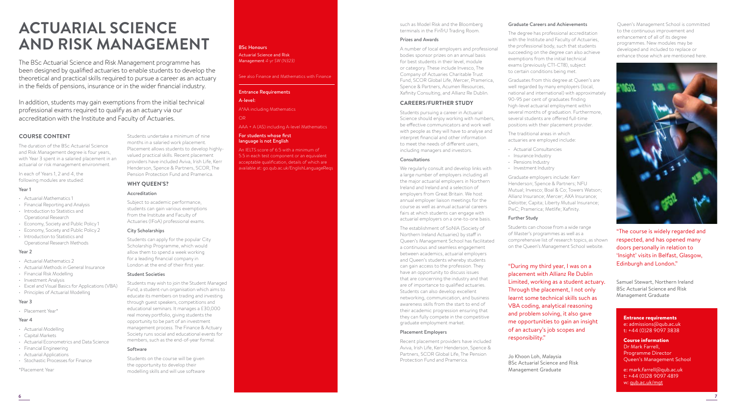# ACTUARIAL SCIENCE AND RISK MANAGEMENT

The BSc Actuarial Science and Risk Management programme has been designed by qualified actuaries to enable students to develop the theoretical and practical skills required to pursue a career as an actuary in the fields of pensions, insurance or in the wider financial industry.

In addition, students may gain exemptions from the initial technical professional exams required to qualify as an actuary via our accreditation with the Institute and Faculty of Actuaries.

## COURSE CONTENT

The duration of the BSc Actuarial Science and Risk Management degree is four years, with Year 3 spent in a salaried placement in an actuarial or risk management environment.

In each of Years 1, 2 and 4, the following modules are studied:

### Year 1

- Actuarial Mathematics 1
- Financial Reporting and Analysis
- Introduction to Statistics and Operational Research
- Economy, Society and Public Policy 1
- Economy, Society and Public Policy 2
- Introduction to Statistics and Operational Research Methods

### Year 2

- Actuarial Mathematics 2
- Actuarial Methods in General Insurance
- Financial Risk Modelling
- Investment Analysis
- Excel and Visual Basics for Applications (VBA)
- Principles of Actuarial Modelling

### Year 3

- Placement Year*

### Year 4

- Actuarial Modelling
- Capital Markets
- Actuarial Econometrics and Data Science
- Financial Engineering
- Actuarial Applications
- Stochastic Processes for Finance

*Placement Year

Students undertake a minimum of nine months in a salaried work placement. Placement allows students to develop highly-valued practical skills. Recent placement providers have included Aviva, Irish Life, Kerr Henderson, Spence & Partners, SCOR, The Pension Protection Fund and Pramerica.

## WHY QUEEN'S?

### Accreditation

Subject to academic performance, students can gain various exemptions from the Institute and Faculty of Actuaries (IFoA) professional exams.

### City Scholarships

Students can apply for the popular City Scholarship Programme, which would allow them to spend a week working for a leading financial company in London at the end of their first year.

### Student Societies

Students may wish to join the Student Managed Fund, a student-run organisation which aims to educate its members on trading and investing through guest speakers, competitions and educational seminars. It manages a £30,000 real money portfolio, giving students the opportunity to be part of an investment management process. The Finance & Actuary Society runs social and educational events for members, such as the end-of-year formal.

### Software

Students on the course will be given the opportunity to develop their modelling skills and will use software such as Model Risk and the Bloomberg terminals in the FinTrU Trading Room.

### Prizes and Awards

A number of local employers and professional bodies sponsor prizes on an annual basis for best students in their level, module or category. These include Invesco, The Company of Actuaries Charitable Trust Fund, SCOR Global Life, Mercer, Pramerica, Spence & Partners, Acumen Resources, Xafinity Consulting, and Allianz Re Dublin.

**BSc Honours**

Actuarial Science and Risk Management *4-yr SW (N323)*

See also Finance and Mathematics with Finance

**Entrance Requirements**

**A-level:**

A*AA including Mathematics

OR

AAA + A (AS) including A-level Mathematics

**For students whose first language is not English**

An IELTS score of 6.5 with a minimum of 5.5 in each test component or an equivalent acceptable qualification, details of which are available at: go.qub.ac.uk/EnglishLanguageReqs

## CAREERS/FURTHER STUDY

Students pursuing a career in Actuarial Science should enjoy working with numbers, be effective communicators and work well with people as they will have to analyse and interpret financial and other information to meet the needs of different users, including managers and investors.

### Consultations

We regularly consult and develop links with a large number of employers including all the major actuarial employers in Northern Ireland and Ireland and a selection of employers from Great Britain. We host annual employer liaison meetings for the course as well as annual actuarial careers fairs at which students can engage with actuarial employers on a one-to-one basis.

The establishment of SoNIA (Society of Northern Ireland Actuaries) by staff in Queen's Management School has facilitated a continuous and seamless engagement between academics, actuarial employers and Queen's students whereby students can gain access to the profession. They have an opportunity to discuss issues that are concerning the industry and that are of importance to qualified actuaries. Students can also develop excellent networking, communication, and business awareness skills from the start to end of their academic progression ensuring that they can fully compete in the competitive graduate employment market.

### Placement Employers

Recent placement providers have included Aviva, Irish Life, Kerr Henderson, Spence & Partners, SCOR Global Life, The Pension Protection Fund and Pramerica.

### Graduate Careers and Achievements

The degree has professional accreditation with the Institute and Faculty of Actuaries, the professional body, such that students succeeding on the degree can also achieve exemptions from the initial technical exams (previously CT1-CT8), subject to certain conditions being met.

Graduates from this degree at Queen's are well regarded by many employers (local, national and international) with approximately 90-95 per cent of graduates finding high-level actuarial employment within several months of graduation. Furthermore, several students are offered full-time positions with their placement provider.

The traditional areas in which actuaries are employed include:

- Actuarial Consultancies
- Insurance Industry
- Pensions Industry
- Investment Industry

Graduate employers include: Kerr Henderson; Spence & Partners; NFU Mutual; Invesco; Boal & Co; Towers Watson; Allianz Insurance; Mercer; AXA Insurance; Deloitte; Capita; Liberty Mutual Insurance; PwC; Pramerica; Metlife; Xafinity.

### Further Study

Students can choose from a wide range of Master's programmes as well as a comprehensive list of research topics, as shown on the Queen's Management School website.

"During my third year, I was on a placement with Allianz Re Dublin Limited, working as a student actuary. Through the placement, I not only learnt some technical skills such as VBA coding, analytical reasoning and problem solving, it also gave me opportunities to gain an insight of an actuary's job scopes and responsibility."

Jo Khoon Loh, Malaysia
BSc Actuarial Science and Risk Management Graduate

Queen's Management School is committed to the continuous improvement and enhancement of all of its degree programmes. New modules may be developed and included to replace or enhance those which are mentioned here.

"The course is widely regarded and respected, and has opened many doors personally in relation to 'Insight' visits in Belfast, Glasgow, Edinburgh and London."

Samuel Stewart, Northern Ireland
BSc Actuarial Science and Risk Management Graduate

**Entrance requirements**
e: admissions@qub.ac.uk
t: +44 (0)28 9097 3838

**Course information**
Dr Mark Farrell,
Programme Director
Queen's Management School

e: mark.farrell@qub.ac.uk
t: +44 (0)28 9097 4819
w: qub.ac.uk/mgt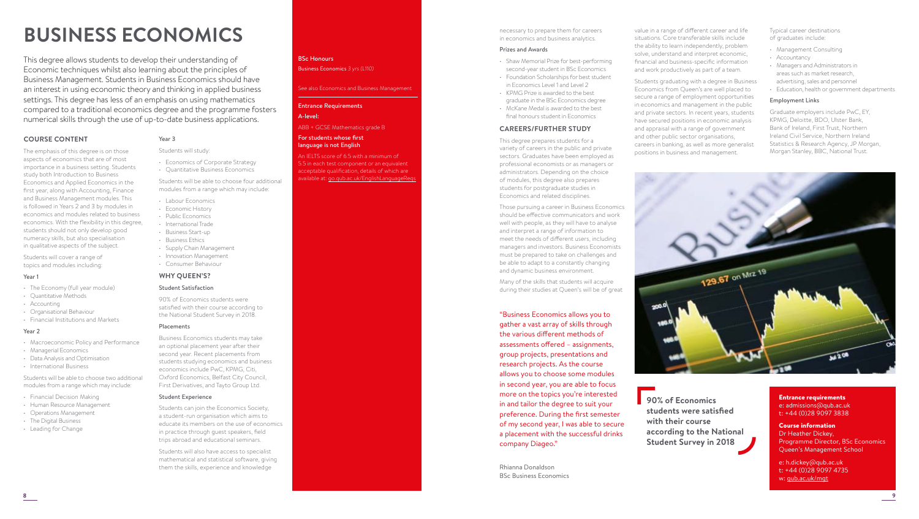# BUSINESS ECONOMICS

This degree allows students to develop their understanding of Economic techniques whilst also learning about the principles of Business Management. Students in Business Economics should have an interest in using economic theory and thinking in applied business settings. This degree has less of an emphasis on using mathematics compared to a traditional economics degree and the programme fosters numerical skills through the use of up-to-date business applications.

## COURSE CONTENT

The emphasis of this degree is on those aspects of economics that are of most importance in a business setting. Students study both Introduction to Business Economics and Applied Economics in the first year, along with Accounting, Finance and Business Management modules. This is followed in Years 2 and 3 by modules in economics and modules related to business economics. With the flexibility in this degree, students should not only develop good numeracy skills, but also specialisation in qualitative aspects of the subject.

Students will cover a range of topics and modules including:

### Year 1

- The Economy (full year module)
- Quantitative Methods
- Accounting
- Organisational Behaviour
- Financial Institutions and Markets

### Year 2

- Macroeconomic Policy and Performance
- Managerial Economics
- Data Analysis and Optimisation
- International Business

Students will be able to choose two additional modules from a range which may include:

- Financial Decision Making
- Human Resource Management
- Operations Management
- The Digital Business
- Leading for Change

### Year 3

Students will study:

- Economics of Corporate Strategy
- Quantitative Business Economics

Students will be able to choose four additional modules from a range which may include:

- Labour Economics
- Economic History
- Public Economics
- International Trade
- Business Start-up
- Business Ethics
- Supply Chain Management
- Innovation Management
- Consumer Behaviour

## WHY QUEEN'S?

### Student Satisfaction

90% of Economics students were satisfied with their course according to the National Student Survey in 2018.

### Placements

Business Economics students may take an optional placement year after their second year. Recent placements from students studying economics and business economics include PwC, KPMG, Citi, Oxford Economics, Belfast City Council, First Derivatives, and Tayto Group Ltd.

### Student Experience

Students can join the Economics Society, a student-run organisation which aims to educate its members on the use of economics in practice through guest speakers, field trips abroad and educational seminars.

Students will also have access to specialist mathematical and statistical software, giving them the skills, experience and knowledge necessary to prepare them for careers in economics and business analytics.

### Prizes and Awards

- Shaw Memorial Prize for best-performing second-year student in BSc Economics
- Foundation Scholarships for best student in Economics Level 1 and Level 2
- KPMG Prize is awarded to the best graduate in the BSc Economics degree
- McKane Medal is awarded to the best final honours student in Economics

**BSc Honours**

Business Economics *3 yrs (L110)*

See also Economics and Business Management

**Entrance Requirements**

**A-level:**

ABB + GCSE Mathematics grade B

**For students whose first language is not English**

An IELTS score of 6.5 with a minimum of 5.5 in each test component or an equivalent acceptable qualification, details of which are available at: go.qub.ac.uk/EnglishLanguageReqs

## CAREERS/FURTHER STUDY

This degree prepares students for a variety of careers in the public and private sectors. Graduates have been employed as professional economists or as managers or administrators. Depending on the choice of modules, this degree also prepares students for postgraduate studies in Economics and related disciplines.

Those pursuing a career in Business Economics should be effective communicators and work well with people, as they will have to analyse and interpret a range of information to meet the needs of different users, including managers and investors. Business Economists must be prepared to take on challenges and be able to adapt to a constantly changing and dynamic business environment.

Many of the skills that students will acquire during their studies at Queen's will be of great value in a range of different career and life situations. Core transferable skills include the ability to learn independently, problem solve, understand and interpret economic, financial and business-specific information and work productively as part of a team.

Students graduating with a degree in Business Economics from Queen's are well placed to secure a range of employment opportunities in economics and management in the public and private sectors. In recent years, students have secured positions in economic analysis and appraisal with a range of government and other public sector organisations, careers in banking, as well as more generalist positions in business and management.

Typical career destinations of graduates include:

- Management Consulting
- Accountancy
- Managers and Administrators in areas such as market research, advertising, sales and personnel
- Education, health or government departments

### Employment Links

Graduate employers include PwC, EY, KPMG, Deloitte, BDO, Ulster Bank, Bank of Ireland, First Trust, Northern Ireland Civil Service, Northern Ireland Statistics & Research Agency, JP Morgan, Morgan Stanley, BBC, National Trust.

"Business Economics allows you to gather a vast array of skills through the various different methods of assessments offered – assignments, group projects, presentations and research projects. As the course allows you to choose some modules in second year, you are able to focus more on the topics you're interested in and tailor the degree to suit your preference. During the first semester of my second year, I was able to secure a placement with the successful drinks company Diageo."

Rhianna Donaldson
BSc Business Economics

**90% of Economics students were satisfied with their course according to the National Student Survey in 2018**

**Entrance requirements**
e: admissions@qub.ac.uk
t: +44 (0)28 9097 3838

**Course information**
Dr Heather Dickey,
Programme Director, BSc Economics
Queen's Management School

e: h.dickey@qub.ac.uk
t: +44 (0)28 9097 4735
w: qub.ac.uk/mgt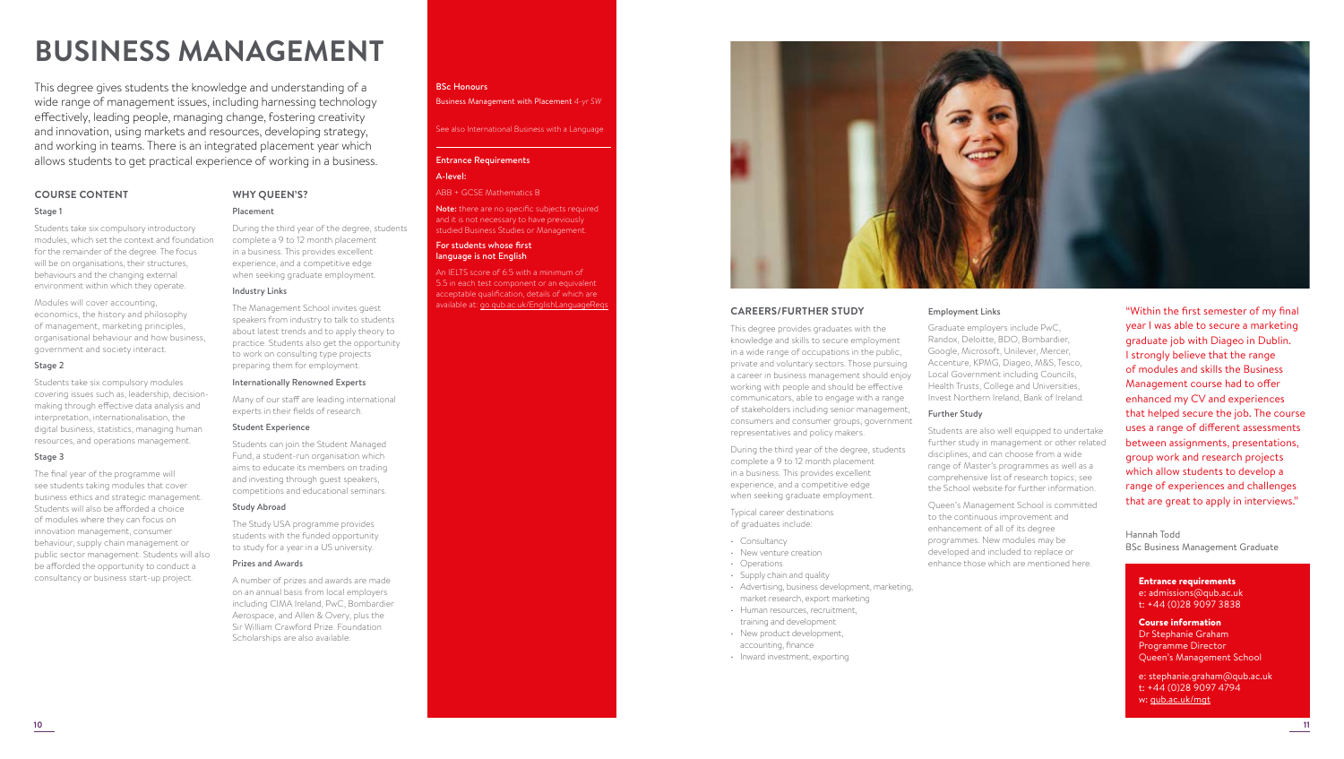# BUSINESS MANAGEMENT

This degree gives students the knowledge and understanding of a wide range of management issues, including harnessing technology effectively, leading people, managing change, fostering creativity and innovation, using markets and resources, developing strategy, and working in teams. There is an integrated placement year which allows students to get practical experience of working in a business.

## COURSE CONTENT

### Stage 1

Students take six compulsory introductory modules, which set the context and foundation for the remainder of the degree. The focus will be on organisations, their structures, behaviours and the changing external environment within which they operate.

Modules will cover accounting, economics, the history and philosophy of management, marketing principles, organisational behaviour and how business, government and society interact.

### Stage 2

Students take six compulsory modules covering issues such as, leadership, decision-making through effective data analysis and interpretation, internationalisation, the digital business, statistics, managing human resources, and operations management.

### Stage 3

The final year of the programme will see students taking modules that cover business ethics and strategic management. Students will also be afforded a choice of modules where they can focus on innovation management, consumer behaviour, supply chain management or public sector management. Students will also be afforded the opportunity to conduct a consultancy or business start-up project.

## WHY QUEEN'S?

### Placement

During the third year of the degree, students complete a 9 to 12 month placement in a business. This provides excellent experience, and a competitive edge when seeking graduate employment.

### Industry Links

The Management School invites guest speakers from industry to talk to students about latest trends and to apply theory to practice. Students also get the opportunity to work on consulting type projects preparing them for employment.

### Internationally Renowned Experts

Many of our staff are leading international experts in their fields of research.

### Student Experience

Students can join the Student Managed Fund, a student-run organisation which aims to educate its members on trading and investing through guest speakers, competitions and educational seminars.

### Study Abroad

The Study USA programme provides students with the funded opportunity to study for a year in a US university.

### Prizes and Awards

A number of prizes and awards are made on an annual basis from local employers including CIMA Ireland, PwC, Bombardier Aerospace, and Allen & Overy, plus the Sir William Crawford Prize. Foundation Scholarships are also available.

**BSc Honours**

Business Management with Placement *4-yr SW*

See also International Business with a Language

**Entrance Requirements**

**A-level:**

ABB + GCSE Mathematics B

**Note:** there are no specific subjects required and it is not necessary to have previously studied Business Studies or Management.

**For students whose first language is not English**

An IELTS score of 6.5 with a minimum of 5.5 in each test component or an equivalent acceptable qualification, details of which are available at: go.qub.ac.uk/EnglishLanguageReqs

## CAREERS/FURTHER STUDY

This degree provides graduates with the knowledge and skills to secure employment in a wide range of occupations in the public, private and voluntary sectors. Those pursuing a career in business management should enjoy working with people and should be effective communicators, able to engage with a range of stakeholders including senior management, consumers and consumer groups, government representatives and policy makers.

During the third year of the degree, students complete a 9 to 12 month placement in a business. This provides excellent experience, and a competitive edge when seeking graduate employment.

Typical career destinations of graduates include:

- Consultancy
- New venture creation
- Operations
- Supply chain and quality
- Advertising, business development, marketing, market research, export marketing
- Human resources, recruitment, training and development
- New product development, accounting, finance
- Inward investment, exporting

### Employment Links

Graduate employers include PwC, Randox, Deloitte, BDO, Bombardier, Google, Microsoft, Unilever, Mercer, Accenture, KPMG, Diageo, M&S, Tesco, Local Government including Councils, Health Trusts, College and Universities, Invest Northern Ireland, Bank of Ireland.

### Further Study

Students are also well equipped to undertake further study in management or other related disciplines, and can choose from a wide range of Master's programmes as well as a comprehensive list of research topics; see the School website for further information.

Queen's Management School is committed to the continuous improvement and enhancement of all of its degree programmes. New modules may be developed and included to replace or enhance those which are mentioned here.

"Within the first semester of my final year I was able to secure a marketing graduate job with Diageo in Dublin. I strongly believe that the range of modules and skills the Business Management course had to offer enhanced my CV and experiences that helped secure the job. The course uses a range of different assessments between assignments, presentations, group work and research projects which allow students to develop a range of experiences and challenges that are great to apply in interviews."

Hannah Todd
BSc Business Management Graduate

**Entrance requirements**
e: admissions@qub.ac.uk
t: +44 (0)28 9097 3838

**Course information**
Dr Stephanie Graham
Programme Director
Queen's Management School

e: stephanie.graham@qub.ac.uk
t: +44 (0)28 9097 4794
w: qub.ac.uk/mgt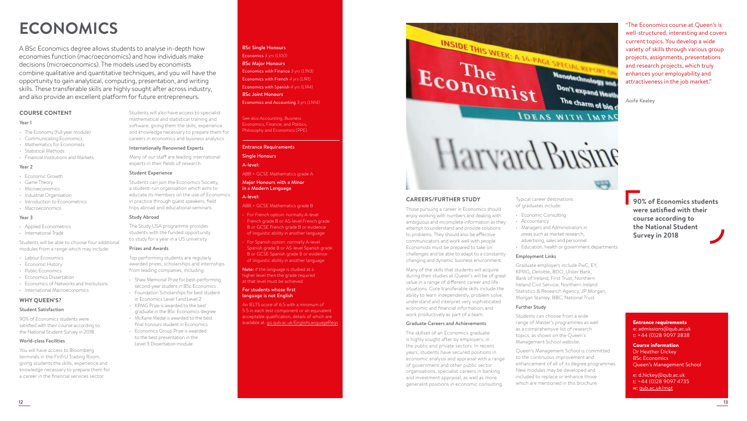# ECONOMICS

A BSc Economics degree allows students to analyse in-depth how economies function (macroeconomics) and how individuals make decisions (microeconomics). The models used by economists combine qualitative and quantitative techniques, and you will have the opportunity to gain analytical, computing, presentation, and writing skills. These transferable skills are highly sought after across industry, and also provide an excellent platform for future entrepreneurs.

## COURSE CONTENT

### Year 1

- The Economy (full year module)
- Communicating Economics
- Mathematics for Economists
- Statistical Methods
- Financial Institutions and Markets

### Year 2

- Economic Growth
- Game Theory
- Microeconomics
- Industrial Organisation
- Introduction to Econometrics
- Macroeconomics

### Year 3

- Applied Econometrics
- International Trade

Students will be able to choose four additional modules from a range which may include:

- Labour Economics
- Economic History
- Public Economics
- Economics Dissertation
- Economics of Networks and Institutions
- International Macroeconomics

## WHY QUEEN'S?

### Student Satisfaction

90% of Economics students were satisfied with their course according to the National Student Survey in 2018.

### World-class Facilities

You will have access to Bloomberg terminals in the FinTrU Trading Room, giving students the skills, experience and knowledge necessary to prepare them for a career in the financial services sector.

Students will also have access to specialist mathematical and statistical training and software, giving them the skills, experience and knowledge necessary to prepare them for careers in economics and business analytics.

### Internationally Renowned Experts

Many of our staff are leading international experts in their fields of research.

### Student Experience

Students can join the Economics Society, a student-run organisation which aims to educate its members on the use of Economics in practice through guest speakers, field trips abroad and educational seminars.

### Study Abroad

The Study USA programme provides students with the funded opportunity to study for a year in a US university.

### Prizes and Awards

Top performing students are regularly awarded prizes, scholarships and internships from leading companies, including:

- Shaw Memorial Prize for best-performing second-year student in BSc Economics
- Foundation Scholarships for best student in Economics Level 1 and Level 2
- KPMG Prize is awarded to the best graduate in the BSc Economics degree
- McKane Medal is awarded to the best final honours student in Economics
- Economics Group Prize is awarded to the best presentation in the Level 3 Dissertation module

**BSc Single Honours**
Economics *3 yrs (L100)*

**BSc Major Honours**
Economics with Finance *3 yrs (L1N3)*
Economics with French *4 yrs (L1R1)*
Economics with Spanish *4 yrs (L1R4)*

**BSc Joint Honours**
Economics and Accounting *3 yrs (LN14)*

See also Accounting, Business Economics, Finance, and Politics, Philosophy and Economics (PPE)

**Entrance Requirements**

**Single Honours**

**A-level:**
ABB + GCSE Mathematics grade A

**Major Honours with a Minor in a Modern Language**

**A-level:**
ABB + GCSE Mathematics grade B

- For French option: normally A-level French grade B or AS-level French grade B or GCSE French grade B or evidence of linguistic ability in another language
- For Spanish option: normally A-level Spanish grade B or AS-level Spanish grade B or GCSE Spanish grade B or evidence of linguistic ability in another language

**Note:** if the language is studied at a higher level then the grade required at that level must be achieved.

**For students whose first language is not English**

An IELTS score of 6.5 with a minimum of 5.5 in each test component or an equivalent acceptable qualification, details of which are available at: go.qub.ac.uk/EnglishLanguageReqs

## CAREERS/FURTHER STUDY

Those pursuing a career in Economics should enjoy working with numbers and dealing with ambiguous and incomplete information as they attempt to understand and provide solutions to problems. They should also be effective communicators and work well with people. Economists must be prepared to take on challenges and be able to adapt to a constantly changing and dynamic business environment.

Many of the skills that students will acquire during their studies at Queen's will be of great value in a range of different career and life situations. Core transferable skills include the ability to learn independently, problem solve, understand and interpret very sophisticated economic and financial information, and work productively as part of a team.

### Graduate Careers and Achievements

The skillset of an Economics graduate is highly sought after by employers, in the public and private sectors. In recent years, students have secured positions in economic analysis and appraisal with a range of government and other public sector organisations; specialist careers in banking and investment appraisal, as well as more generalist positions in economic consulting.

Typical career destinations of graduates include:

- Economic Consulting
- Accountancy
- Managers and Administrators in areas such as market research, advertising, sales and personnel
- Education, health or government departments

### Employment Links

Graduate employers include PwC, EY, KPMG, Deloitte, BDO, Ulster Bank, Bank of Ireland, First Trust, Northern Ireland Civil Service, Northern Ireland Statistics & Research Agency, JP Morgan, Morgan Stanley, BBC, National Trust.

### Further Study

Students can choose from a wide range of Master's programmes as well as a comprehensive list of research topics, as shown on the Queen's Management School website.

Queen's Management School is committed to the continuous improvement and enhancement of all of its degree programmes. New modules may be developed and included to replace or enhance those which are mentioned in this brochure.

"The Economics course at Queen's is well-structured, interesting and covers current topics. You develop a wide variety of skills through various group projects, assignments, presentations and research projects, which truly enhances your employability and attractiveness in the job market."

Aoife Kealey

**90% of Economics students were satisfied with their course according to the National Student Survey in 2018**

**Entrance requirements**
e: admissions@qub.ac.uk
t: +44 (0)28 9097 3838

**Course information**
Dr Heather Dickey
BSc Economics
Queen's Management School

e: d.hickey@qub.ac.uk
t: +44 (0)28 9097 4735
w: qub.ac.uk/mgt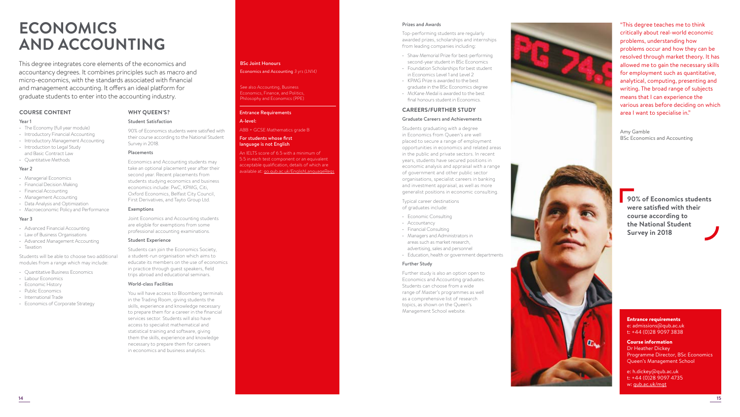# ECONOMICS AND ACCOUNTING

This degree integrates core elements of the economics and accountancy degrees. It combines principles such as macro and micro-economics, with the standards associated with financial and management accounting. It offers an ideal platform for graduate students to enter into the accounting industry.

## COURSE CONTENT

### Year 1

- The Economy (full year module)
- Introductory Financial Accounting
- Introductory Management Accounting
- Introduction to Legal Study and Basic Contract Law
- Quantitative Methods

### Year 2

- Managerial Economics
- Financial Decision Making
- Financial Accounting
- Management Accounting
- Data Analysis and Optimization
- Macroeconomic Policy and Performance

### Year 3

- Advanced Financial Accounting
- Law of Business Organisations
- Advanced Management Accounting
- Taxation

Students will be able to choose two additional modules from a range which may include:

- Quantitative Business Economics
- Labour Economics
- Economic History
- Public Economics
- International Trade
- Economics of Corporate Strategy

## WHY QUEEN'S?

### Student Satisfaction

90% of Economics students were satisfied with their course according to the National Student Survey in 2018.

### Placements

Economics and Accounting students may take an optional placement year after their second year. Recent placements from students studying economics and business economics include: PwC, KPMG, Citi, Oxford Economics, Belfast City Council, First Derivatives, and Tayto Group Ltd.

### Exemptions

Joint Economics and Accounting students are eligible for exemptions from some professional accounting examinations.

### Student Experience

Students can join the Economics Society, a student-run organisation which aims to educate its members on the use of economics in practice through guest speakers, field trips abroad and educational seminars.

### World-class Facilities

You will have access to Bloomberg terminals in the Trading Room, giving students the skills, experience and knowledge necessary to prepare them for a career in the financial services sector. Students will also have access to specialist mathematical and statistical training and software, giving them the skills, experience and knowledge necessary to prepare them for careers in economics and business analytics.

**BSc Joint Honours**

Economics and Accounting *3 yrs (LN14)*

See also Accounting, Business Economics, Finance, and Politics, Philosophy and Economics (PPE)

**Entrance Requirements**

**A-level:**

ABB + GCSE Mathematics grade B

**For students whose first language is not English**

An IELTS score of 6.5 with a minimum of 5.5 in each test component or an equivalent acceptable qualification, details of which are available at: go.qub.ac.uk/EnglishLanguageReqs

### Prizes and Awards

Top-performing students are regularly awarded prizes, scholarships and internships from leading companies including:

- Shaw Memorial Prize for best-performing second-year student in BSc Economics
- Foundation Scholarships for best student in Economics Level 1 and Level 2
- KPMG Prize is awarded to the best graduate in the BSc Economics degree
- McKane Medal is awarded to the best final honours student in Economics.

## CAREERS/FURTHER STUDY

### Graduate Careers and Achievements

Students graduating with a degree in Economics from Queen's are well placed to secure a range of employment opportunities in economics and related areas in the public and private sectors. In recent years, students have secured positions in economic analysis and appraisal with a range of government and other public sector organisations, specialist careers in banking and investment appraisal, as well as more generalist positions in economic consulting.

Typical career destinations of graduates include:

- Economic Consulting
- Accountancy
- Financial Consulting
- Managers and Administrators in areas such as market research, advertising, sales and personnel
- Education, health or government departments

### Further Study

Further study is also an option open to Economics and Accounting graduates. Students can choose from a wide range of Master's programmes as well as a comprehensive list of research topics, as shown on the Queen's Management School website.

"This degree teaches me to think critically about real-world economic problems, understanding how problems occur and how they can be resolved through market theory. It has allowed me to gain the necessary skills for employment such as quantitative, analytical, computing, presenting and writing. The broad range of subjects means that I can experience the various areas before deciding on which area I want to specialise in."

Amy Gamble
BSc Economics and Accounting

**90% of Economics students were satisfied with their course according to the National Student Survey in 2018**

**Entrance requirements**
e: admissions@qub.ac.uk
t: +44 (0)28 9097 3838

**Course information**
Dr Heather Dickey
Programme Director, BSc Economics
Queen's Management School

e: h.dickey@qub.ac.uk
t: +44 (0)28 9097 4735
w: qub.ac.uk/mgt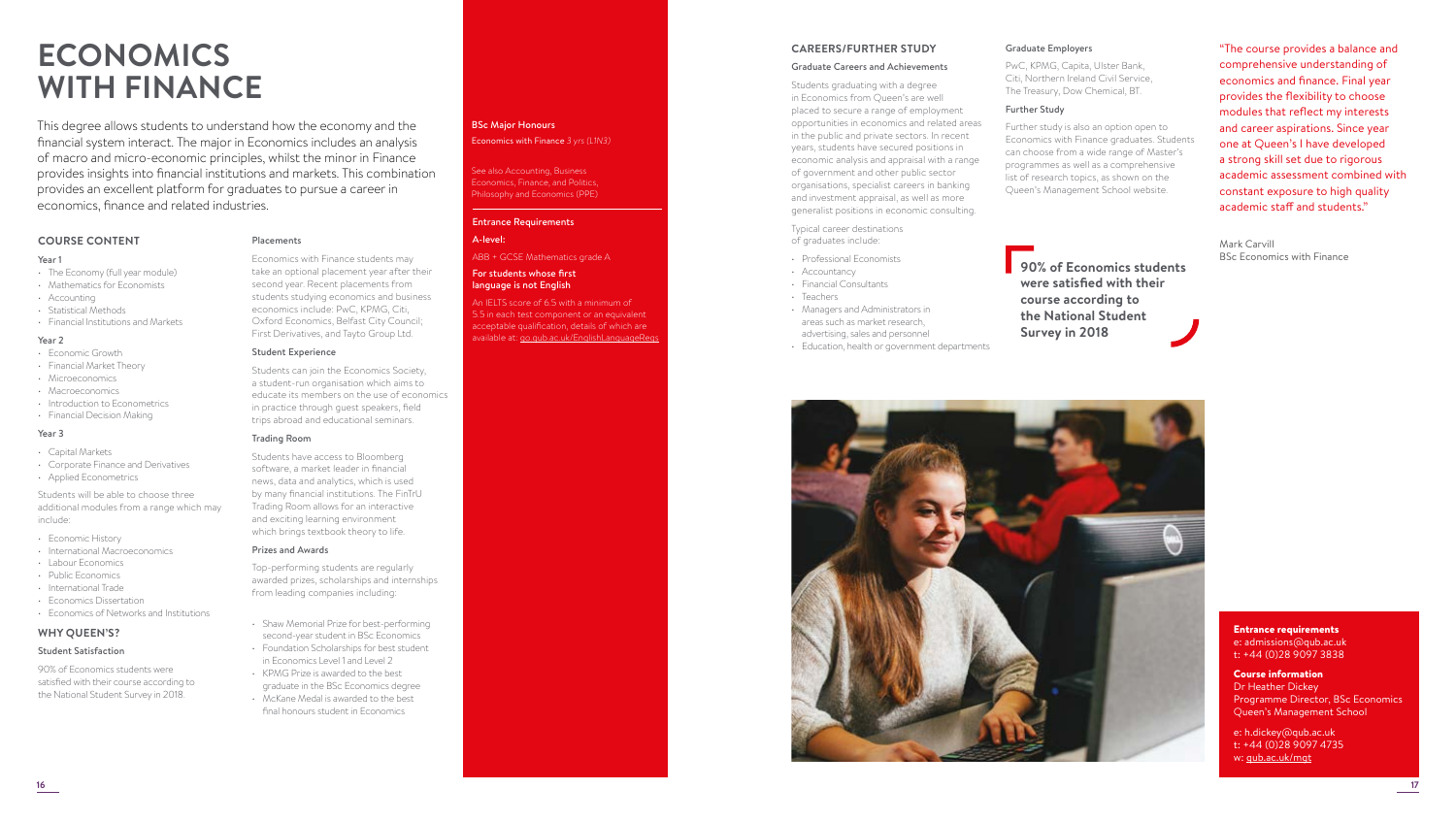# ECONOMICS WITH FINANCE

This degree allows students to understand how the economy and the financial system interact. The major in Economics includes an analysis of macro and micro-economic principles, whilst the minor in Finance provides insights into financial institutions and markets. This combination provides an excellent platform for graduates to pursue a career in economics, finance and related industries.

## COURSE CONTENT

### Year 1

- The Economy (full year module)
- Mathematics for Economists
- Accounting
- Statistical Methods
- Financial Institutions and Markets

### Year 2

- Economic Growth
- Financial Market Theory
- Microeconomics
- Macroeconomics
- Introduction to Econometrics
- Financial Decision Making

### Year 3

- Capital Markets
- Corporate Finance and Derivatives
- Applied Econometrics

Students will be able to choose three additional modules from a range which may include:

- Economic History
- International Macroeconomics
- Labour Economics
- Public Economics
- International Trade
- Economics Dissertation
- Economics of Networks and Institutions

## WHY QUEEN'S?

### Student Satisfaction

90% of Economics students were satisfied with their course according to the National Student Survey in 2018.

### Placements

Economics with Finance students may take an optional placement year after their second year. Recent placements from students studying economics and business economics include: PwC, KPMG, Citi, Oxford Economics, Belfast City Council; First Derivatives, and Tayto Group Ltd.

### Student Experience

Students can join the Economics Society, a student-run organisation which aims to educate its members on the use of economics in practice through guest speakers, field trips abroad and educational seminars.

### Trading Room

Students have access to Bloomberg software, a market leader in financial news, data and analytics, which is used by many financial institutions. The FinTrU Trading Room allows for an interactive and exciting learning environment which brings textbook theory to life.

### Prizes and Awards

Top-performing students are regularly awarded prizes, scholarships and internships from leading companies including:

- Shaw Memorial Prize for best-performing second-year student in BSc Economics
- Foundation Scholarships for best student in Economics Level 1 and Level 2
- KPMG Prize is awarded to the best graduate in the BSc Economics degree
- McKane Medal is awarded to the best final honours student in Economics

**BSc Major Honours**

Economics with Finance *3 yrs (L1N3)*

See also Accounting, Business Economics, Finance, and Politics, Philosophy and Economics (PPE)

**Entrance Requirements**

**A-level:**

ABB + GCSE Mathematics grade A

**For students whose first language is not English**

An IELTS score of 6.5 with a minimum of 5.5 in each test component or an equivalent acceptable qualification, details of which are available at: go.qub.ac.uk/EnglishLanguageReqs

## CAREERS/FURTHER STUDY

### Graduate Careers and Achievements

Students graduating with a degree in Economics from Queen's are well placed to secure a range of employment opportunities in economics and related areas in the public and private sectors. In recent years, students have secured positions in economic analysis and appraisal with a range of government and other public sector organisations, specialist careers in banking and investment appraisal, as well as more generalist positions in economic consulting.

Typical career destinations of graduates include:

- Professional Economists
- Accountancy
- Financial Consultants
- Teachers
- Managers and Administrators in areas such as market research, advertising, sales and personnel
- Education, health or government departments

### Graduate Employers

PwC, KPMG, Capita, Ulster Bank, Citi, Northern Ireland Civil Service, The Treasury, Dow Chemical, BT.

### Further Study

Further study is also an option open to Economics with Finance graduates. Students can choose from a wide range of Master's programmes as well as a comprehensive list of research topics, as shown on the Queen's Management School website.

**90% of Economics students were satisfied with their course according to the National Student Survey in 2018**

"The course provides a balance and comprehensive understanding of economics and finance. Final year provides the flexibility to choose modules that reflect my interests and career aspirations. Since year one at Queen's I have developed a strong skill set due to rigorous academic assessment combined with constant exposure to high quality academic staff and students."

Mark Carvill
BSc Economics with Finance

**Entrance requirements**
e: admissions@qub.ac.uk
t: +44 (0)28 9097 3838

**Course information**
Dr Heather Dickey
Programme Director, BSc Economics
Queen's Management School

e: h.dickey@qub.ac.uk
t: +44 (0)28 9097 4735
w: qub.ac.uk/mgt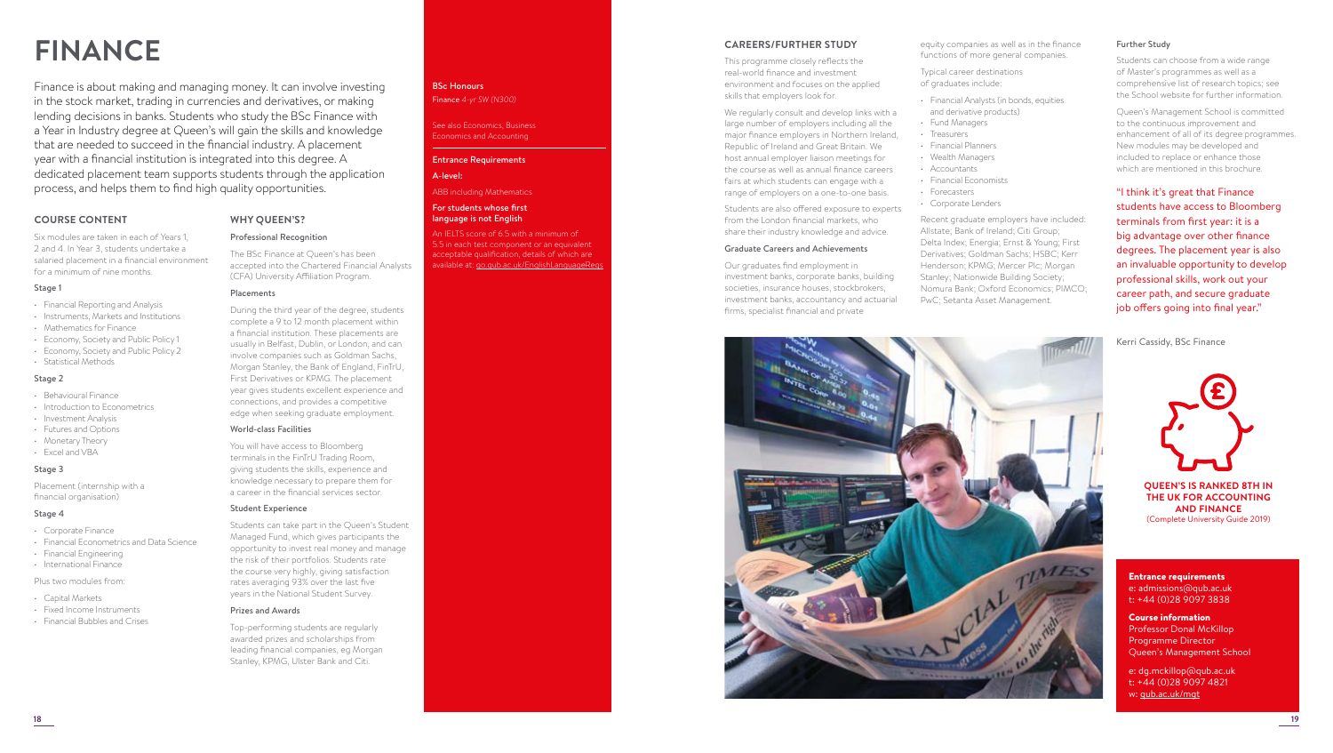# FINANCE

Finance is about making and managing money. It can involve investing in the stock market, trading in currencies and derivatives, or making lending decisions in banks. Students who study the BSc Finance with a Year in Industry degree at Queen's will gain the skills and knowledge that are needed to succeed in the financial industry. A placement year with a financial institution is integrated into this degree. A dedicated placement team supports students through the application process, and helps them to find high quality opportunities.

## COURSE CONTENT

Six modules are taken in each of Years 1, 2 and 4. In Year 3, students undertake a salaried placement in a financial environment for a minimum of nine months.

### Stage 1

- Financial Reporting and Analysis
- Instruments, Markets and Institutions
- Mathematics for Finance
- Economy, Society and Public Policy 1
- Economy, Society and Public Policy 2
- Statistical Methods

### Stage 2

- Behavioural Finance
- Introduction to Econometrics
- Investment Analysis
- Futures and Options
- Monetary Theory
- Excel and VBA

### Stage 3

Placement (internship with a financial organisation)

### Stage 4

- Corporate Finance
- Financial Econometrics and Data Science
- Financial Engineering
- International Finance

Plus two modules from:

- Capital Markets
- Fixed Income Instruments
- Financial Bubbles and Crises

## WHY QUEEN'S?

### Professional Recognition

The BSc Finance at Queen's has been accepted into the Chartered Financial Analysts (CFA) University Affiliation Program.

### Placements

During the third year of the degree, students complete a 9 to 12 month placement within a financial institution. These placements are usually in Belfast, Dublin, or London, and can involve companies such as Goldman Sachs, Morgan Stanley, the Bank of England, FinTrU, First Derivatives or KPMG. The placement year gives students excellent experience and connections, and provides a competitive edge when seeking graduate employment.

### World-class Facilities

You will have access to Bloomberg terminals in the FinTrU Trading Room, giving students the skills, experience and knowledge necessary to prepare them for a career in the financial services sector.

### Student Experience

Students can take part in the Queen's Student Managed Fund, which gives participants the opportunity to invest real money and manage the risk of their portfolios. Students rate the course very highly, giving satisfaction rates averaging 93% over the last five years in the National Student Survey.

### Prizes and Awards

Top-performing students are regularly awarded prizes and scholarships from leading financial companies, eg Morgan Stanley, KPMG, Ulster Bank and Citi.

**BSc Honours**

Finance *4-yr SW (N300)*

See also Economics, Business Economics and Accounting

**Entrance Requirements**

**A-level:**

ABB including Mathematics

**For students whose first language is not English**

An IELTS score of 6.5 with a minimum of 5.5 in each test component or an equivalent acceptable qualification, details of which are available at: go.qub.ac.uk/EnglishLanguageReqs

## CAREERS/FURTHER STUDY

This programme closely reflects the real-world finance and investment environment and focuses on the applied skills that employers look for.

We regularly consult and develop links with a large number of employers including all the major finance employers in Northern Ireland, Republic of Ireland and Great Britain. We host annual employer liaison meetings for the course as well as annual finance careers fairs at which students can engage with a range of employers on a one-to-one basis.

Students are also offered exposure to experts from the London financial markets, who share their industry knowledge and advice.

### Graduate Careers and Achievements

Our graduates find employment in investment banks, corporate banks, building societies, insurance houses, stockbrokers, investment banks, accountancy and actuarial firms, specialist financial and private equity companies as well as in the finance functions of more general companies.

Typical career destinations of graduates include:

- Financial Analysts (in bonds, equities and derivative products)
- Fund Managers
- Treasurers
- Financial Planners
- Wealth Managers
- Accountants
- Financial Economists
- Forecasters
- Corporate Lenders

Recent graduate employers have included: Allstate; Bank of Ireland; Citi Group; Delta Index; Energia; Ernst & Young; First Derivatives; Goldman Sachs; HSBC; Kerr Henderson; KPMG; Mercer Plc; Morgan Stanley; Nationwide Building Society; Nomura Bank; Oxford Economics; PIMCO; PwC; Setanta Asset Management.

### Further Study

Students can choose from a wide range of Master's programmes as well as a comprehensive list of research topics; see the School website for further information.

Queen's Management School is committed to the continuous improvement and enhancement of all of its degree programmes. New modules may be developed and included to replace or enhance those which are mentioned in this brochure.

"I think it's great that Finance students have access to Bloomberg terminals from first year: it is a big advantage over other finance degrees. The placement year is also an invaluable opportunity to develop professional skills, work out your career path, and secure graduate job offers going into final year."

Kerri Cassidy, BSc Finance

**QUEEN'S IS RANKED 8TH IN THE UK FOR ACCOUNTING AND FINANCE**
(Complete University Guide 2019)

**Entrance requirements**
e: admissions@qub.ac.uk
t: +44 (0)28 9097 3838

**Course information**
Professor Donal McKillop
Programme Director
Queen's Management School

e: dg.mckillop@qub.ac.uk
t: +44 (0)28 9097 4821
w: qub.ac.uk/mgt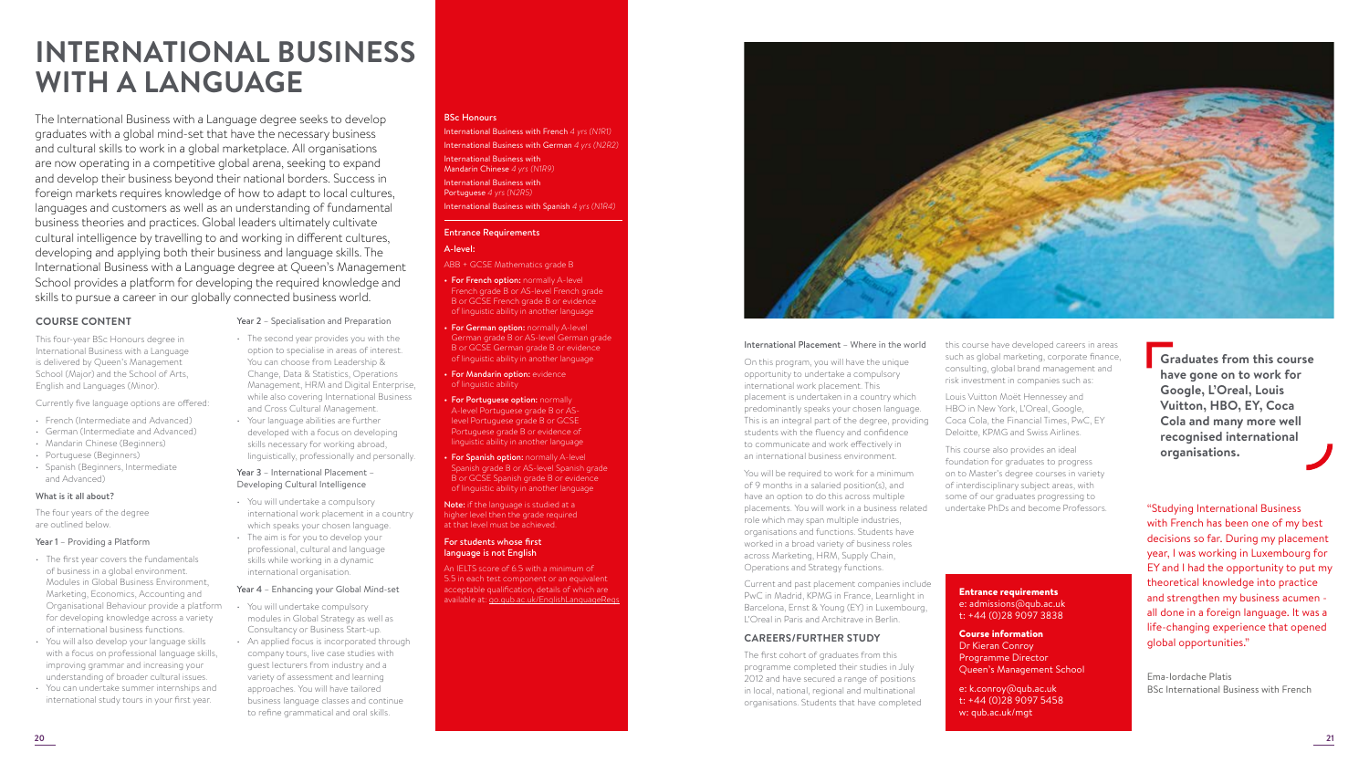# INTERNATIONAL BUSINESS WITH A LANGUAGE

The International Business with a Language degree seeks to develop graduates with a global mind-set that have the necessary business and cultural skills to work in a global marketplace. All organisations are now operating in a competitive global arena, seeking to expand and develop their business beyond their national borders. Success in foreign markets requires knowledge of how to adapt to local cultures, languages and customers as well as an understanding of fundamental business theories and practices. Global leaders ultimately cultivate cultural intelligence by travelling to and working in different cultures, developing and applying both their business and language skills. The International Business with a Language degree at Queen's Management School provides a platform for developing the required knowledge and skills to pursue a career in our globally connected business world.

## COURSE CONTENT

This four-year BSc Honours degree in International Business with a Language is delivered by Queen's Management School (Major) and the School of Arts, English and Languages (Minor).

Currently five language options are offered:

- French (Intermediate and Advanced)
- German (Intermediate and Advanced)
- Mandarin Chinese (Beginners)
- Portuguese (Beginners)
- Spanish (Beginners, Intermediate and Advanced)

### What is it all about?

The four years of the degree are outlined below.

### Year 1 – Providing a Platform

- The first year covers the fundamentals of business in a global environment. Modules in Global Business Environment, Marketing, Economics, Accounting and Organisational Behaviour provide a platform for developing knowledge across a variety of international business functions.
- You will also develop your language skills with a focus on professional language skills, improving grammar and increasing your understanding of broader cultural issues.
- You can undertake summer internships and international study tours in your first year.

### Year 2 – Specialisation and Preparation

- The second year provides you with the option to specialise in areas of interest. You can choose from Leadership & Change, Data & Statistics, Operations Management, HRM and Digital Enterprise, while also covering International Business and Cross Cultural Management.
- Your language abilities are further developed with a focus on developing skills necessary for working abroad, linguistically, professionally and personally.

### Year 3 – International Placement – Developing Cultural Intelligence

- You will undertake a compulsory international work placement in a country which speaks your chosen language.
- The aim is for you to develop your professional, cultural and language skills while working in a dynamic international organisation.

### Year 4 – Enhancing your Global Mind-set

- You will undertake compulsory modules in Global Strategy as well as Consultancy or Business Start-up.
- An applied focus is incorporated through company tours, live case studies with guest lecturers from industry and a variety of assessment and learning approaches. You will have tailored business language classes and continue to refine grammatical and oral skills.

**BSc Honours**

International Business with French *4 yrs (N1R1)*
International Business with German *4 yrs (N2R2)*
International Business with Mandarin Chinese *4 yrs (N1R9)*
International Business with Portuguese *4 yrs (N2R5)*
International Business with Spanish *4 yrs (N1R4)*

**Entrance Requirements**

**A-level:**

ABB + GCSE Mathematics grade B

- **For French option:** normally A-level French grade B or AS-level French grade B or GCSE French grade B or evidence of linguistic ability in another language
- **For German option:** normally A-level German grade B or AS-level German grade B or GCSE German grade B or evidence of linguistic ability in another language
- **For Mandarin option:** evidence of linguistic ability
- **For Portuguese option:** normally A-level Portuguese grade B or AS-level Portuguese grade B or GCSE Portuguese grade B or evidence of linguistic ability in another language
- **For Spanish option:** normally A-level Spanish grade B or AS-level Spanish grade B or GCSE Spanish grade B or evidence of linguistic ability in another language

**Note:** if the language is studied at a higher level then the grade required at that level must be achieved.

**For students whose first language is not English**

An IELTS score of 6.5 with a minimum of 5.5 in each test component or an equivalent acceptable qualification, details of which are available at: go.qub.ac.uk/EnglishLanguageReqs

### International Placement – Where in the world

On this program, you will have the unique opportunity to undertake a compulsory international work placement. This placement is undertaken in a country which predominantly speaks your chosen language. This is an integral part of the degree, providing students with the fluency and confidence to communicate and work effectively in an international business environment.

You will be required to work for a minimum of 9 months in a salaried position(s), and have an option to do this across multiple placements. You will work in a business related role which may span multiple industries, organisations and functions. Students have worked in a broad variety of business roles across Marketing, HRM, Supply Chain, Operations and Strategy functions.

Current and past placement companies include PwC in Madrid, KPMG in France, Learnlight in Barcelona, Ernst & Young (EY) in Luxembourg, L'Oreal in Paris and Architrave in Berlin.

## CAREERS/FURTHER STUDY

The first cohort of graduates from this programme completed their studies in July 2012 and have secured a range of positions in local, national, regional and multinational organisations. Students that have completed this course have developed careers in areas such as global marketing, corporate finance, consulting, global brand management and risk investment in companies such as:

Louis Vuitton Moët Hennessey and HBO in New York, L'Oreal, Google, Coca Cola, the Financial Times, PwC, EY Deloitte, KPMG and Swiss Airlines.

This course also provides an ideal foundation for graduates to progress on to Master's degree courses in variety of interdisciplinary subject areas, with some of our graduates progressing to undertake PhDs and become Professors.

**Entrance requirements**
e: admissions@qub.ac.uk
t: +44 (0)28 9097 3838

**Course information**
Dr Kieran Conroy
Programme Director
Queen's Management School

e: k.conroy@qub.ac.uk
t: +44 (0)28 9097 5458
w: qub.ac.uk/mgt

**Graduates from this course have gone on to work for Google, L'Oreal, Louis Vuitton, HBO, EY, Coca Cola and many more well recognised international organisations.**

"Studying International Business with French has been one of my best decisions so far. During my placement year, I was working in Luxembourg for EY and I had the opportunity to put my theoretical knowledge into practice and strengthen my business acumen - all done in a foreign language. It was a life-changing experience that opened global opportunities."

Ema-Iordache Platis
BSc International Business with French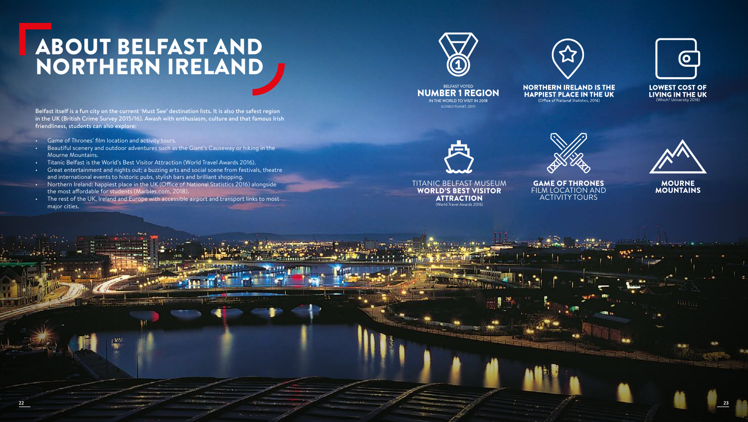# ABOUT BELFAST AND NORTHERN IRELAND

**Belfast itself is a fun city on the current 'Must See' destination lists. It is also the safest region in the UK (British Crime Survey 2015/16). Awash with enthusiasm, culture and that famous Irish friendliness, students can also explore:**

- Game of Thrones' film location and activity tours.
- Beautiful scenery and outdoor adventures such as the Giant's Causeway or hiking in the Mourne Mountains.
- Titanic Belfast is the World's Best Visitor Attraction (World Travel Awards 2016).
- Great entertainment and nights out; a buzzing arts and social scene from festivals, theatre and international events to historic pubs, stylish bars and brilliant shopping.
- Northern Ireland: happiest place in the UK (Office of National Statistics 2016) alongside the most affordable for students (Marbles.com, 2018).
- The rest of the UK, Ireland and Europe with accessible airport and transport links to most major cities.

BELFAST VOTED
**NUMBER 1 REGION**
IN THE WORLD TO VISIT IN 2018
(LONELY PLANET, 2017)

**NORTHERN IRELAND IS THE HAPPIEST PLACE IN THE UK**
(Office of National Statistics, 2016)

**LOWEST COST OF LIVING IN THE UK**
(Which? University 2018)

TITANIC BELFAST MUSEUM
**WORLD'S BEST VISITOR ATTRACTION**
(World Travel Awards 2016)

**GAME OF THRONES**
FILM LOCATION AND ACTIVITY TOURS

**MOURNE MOUNTAINS**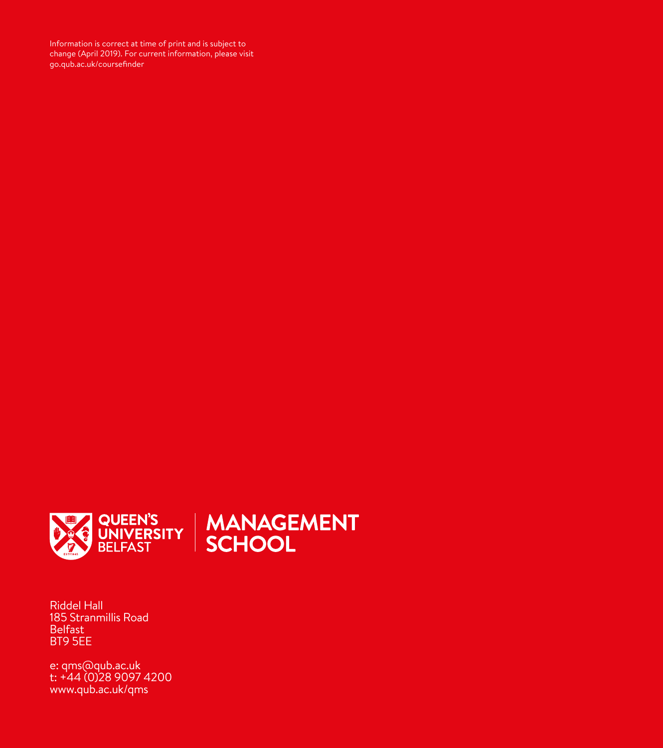Information is correct at time of print and is subject to change (April 2019). For current information, please visit go.qub.ac.uk/coursefinder

QUEEN'S UNIVERSITY BELFAST | MANAGEMENT SCHOOL

Riddel Hall
185 Stranmillis Road
Belfast
BT9 5EE

e: qms@qub.ac.uk
t: +44 (0)28 9097 4200
www.qub.ac.uk/qms